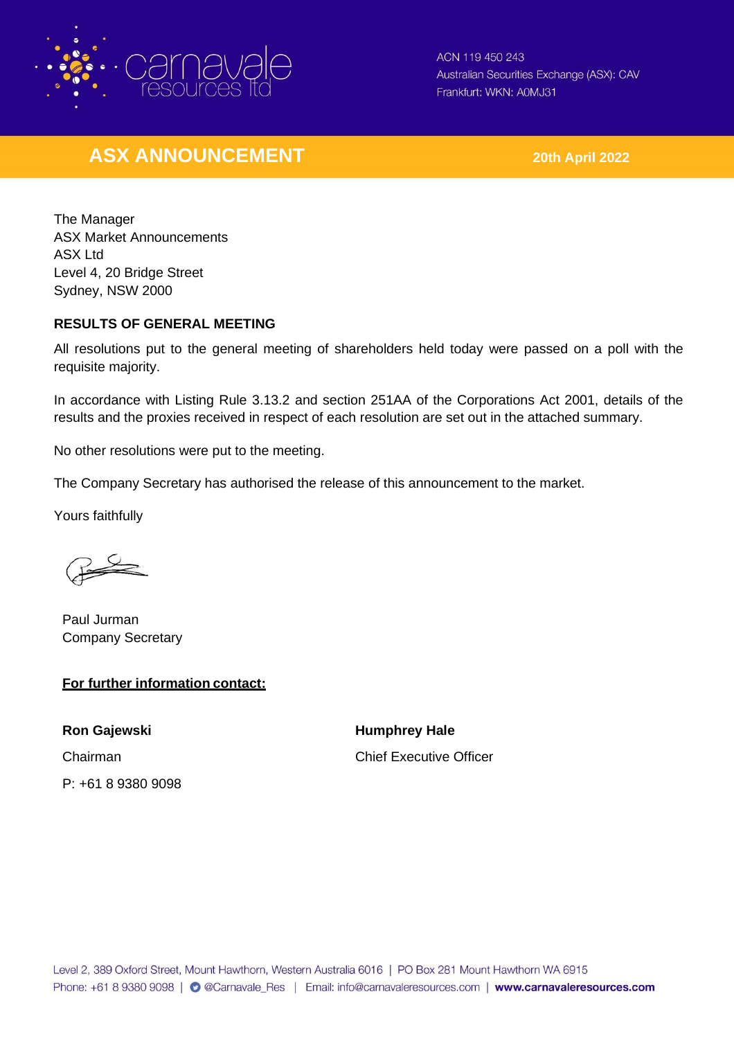carnavale resources ltd

ACN 119 450 243
Australian Securities Exchange (ASX): CAV
Frankfurt: WKN: A0MJ31

# ASX ANNOUNCEMENT

**20th April 2022**

The Manager
ASX Market Announcements
ASX Ltd
Level 4, 20 Bridge Street
Sydney, NSW 2000

**RESULTS OF GENERAL MEETING**

All resolutions put to the general meeting of shareholders held today were passed on a poll with the requisite majority.

In accordance with Listing Rule 3.13.2 and section 251AA of the Corporations Act 2001, details of the results and the proxies received in respect of each resolution are set out in the attached summary.

No other resolutions were put to the meeting.

The Company Secretary has authorised the release of this announcement to the market.

Yours faithfully

Paul Jurman
Company Secretary

**For further information contact:**

**Ron Gajewski**
Chairman
P: +61 8 9380 9098

**Humphrey Hale**
Chief Executive Officer

Level 2, 389 Oxford Street, Mount Hawthorn, Western Australia 6016 | PO Box 281 Mount Hawthorn WA 6915
Phone: +61 8 9380 9098 | @Carnavale_Res | Email: info@carnavaleresources.com | **www.carnavaleresources.com**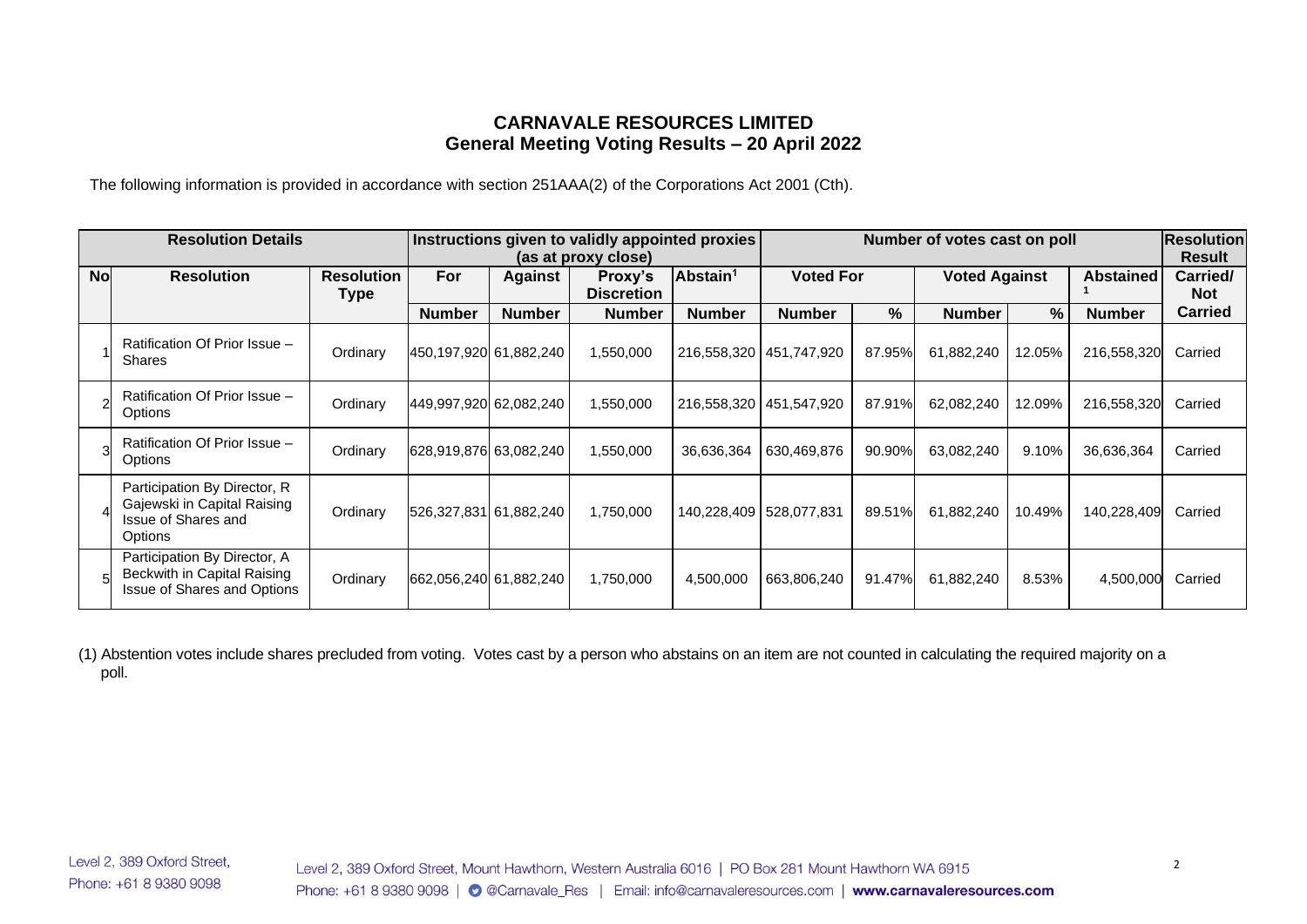## CARNAVALE RESOURCES LIMITED
## General Meeting Voting Results – 20 April 2022

The following information is provided in accordance with section 251AAA(2) of the Corporations Act 2001 (Cth).

| Resolution Details | | | Instructions given to validly appointed proxies (as at proxy close) | | | | Number of votes cast on poll | | | | | Resolution Result |
|---|---|---|---|---|---|---|---|---|---|---|---|---|
| No | Resolution | Resolution Type | For | Against | Proxy's Discretion | Abstain[1] | Voted For | | Voted Against | | Abstained[1] | Carried/ Not Carried |
| | | | Number | Number | Number | Number | Number | % | Number | % | Number | |
| 1 | Ratification Of Prior Issue – Shares | Ordinary | 450,197,920 | 61,882,240 | 1,550,000 | 216,558,320 | 451,747,920 | 87.95% | 61,882,240 | 12.05% | 216,558,320 | Carried |
| 2 | Ratification Of Prior Issue – Options | Ordinary | 449,997,920 | 62,082,240 | 1,550,000 | 216,558,320 | 451,547,920 | 87.91% | 62,082,240 | 12.09% | 216,558,320 | Carried |
| 3 | Ratification Of Prior Issue – Options | Ordinary | 628,919,876 | 63,082,240 | 1,550,000 | 36,636,364 | 630,469,876 | 90.90% | 63,082,240 | 9.10% | 36,636,364 | Carried |
| 4 | Participation By Director, R Gajewski in Capital Raising Issue of Shares and Options | Ordinary | 526,327,831 | 61,882,240 | 1,750,000 | 140,228,409 | 528,077,831 | 89.51% | 61,882,240 | 10.49% | 140,228,409 | Carried |
| 5 | Participation By Director, A Beckwith in Capital Raising Issue of Shares and Options | Ordinary | 662,056,240 | 61,882,240 | 1,750,000 | 4,500,000 | 663,806,240 | 91.47% | 61,882,240 | 8.53% | 4,500,000 | Carried |

(1) Abstention votes include shares precluded from voting. Votes cast by a person who abstains on an item are not counted in calculating the required majority on a poll.